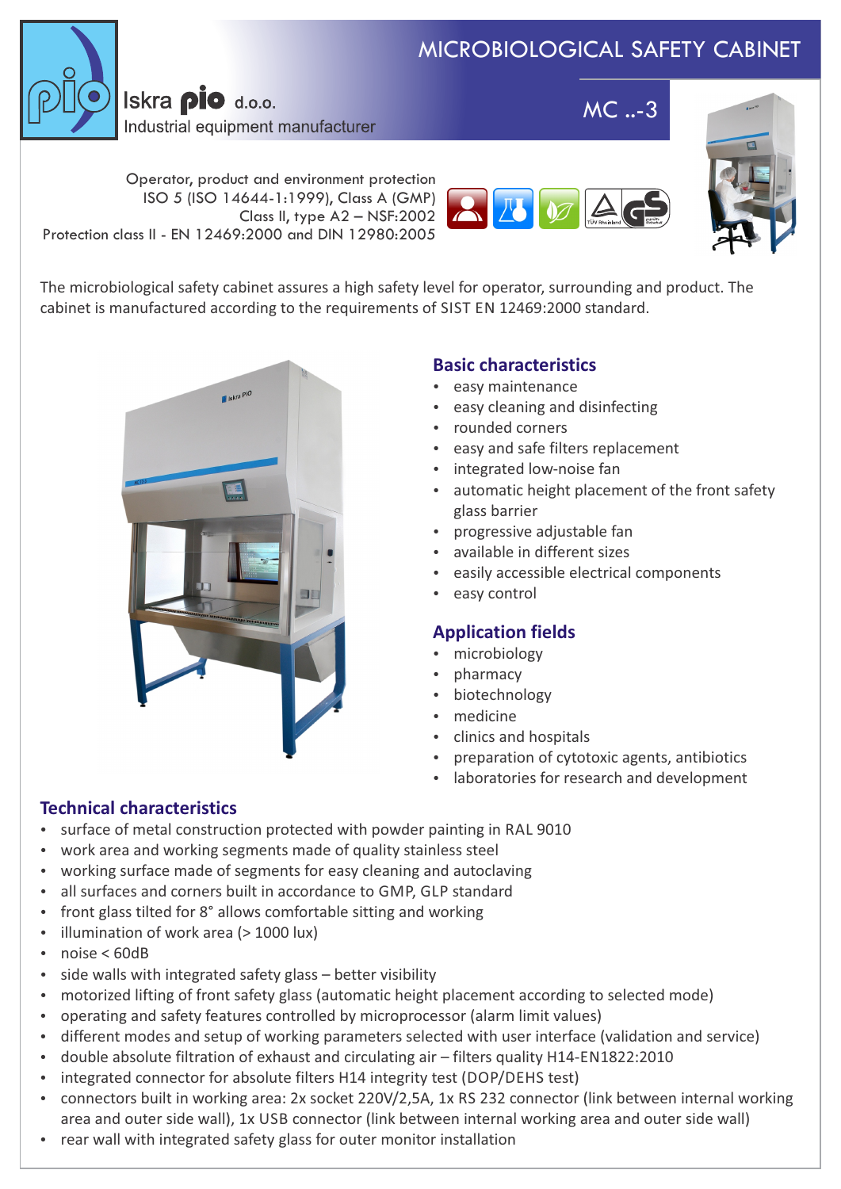Iskra **pio** d.o.o.
Industrial equipment manufacturer

# MICROBIOLOGICAL SAFETY CABINET

## MC ..-3

Operator, product and environment protection
ISO 5 (ISO 14644-1:1999), Class A (GMP)
Class II, type A2 – NSF:2002
Protection class II - EN 12469:2000 and DIN 12980:2005

The microbiological safety cabinet assures a high safety level for operator, surrounding and product. The cabinet is manufactured according to the requirements of SIST EN 12469:2000 standard.

### Basic characteristics

- easy maintenance
- easy cleaning and disinfecting
- rounded corners
- easy and safe filters replacement
- integrated low-noise fan
- automatic height placement of the front safety glass barrier
- progressive adjustable fan
- available in different sizes
- easily accessible electrical components
- easy control

### Application fields

- microbiology
- pharmacy
- biotechnology
- medicine
- clinics and hospitals
- preparation of cytotoxic agents, antibiotics
- laboratories for research and development

### Technical characteristics

- surface of metal construction protected with powder painting in RAL 9010
- work area and working segments made of quality stainless steel
- working surface made of segments for easy cleaning and autoclaving
- all surfaces and corners built in accordance to GMP, GLP standard
- front glass tilted for 8° allows comfortable sitting and working
- illumination of work area (> 1000 lux)
- noise < 60dB
- side walls with integrated safety glass – better visibility
- motorized lifting of front safety glass (automatic height placement according to selected mode)
- operating and safety features controlled by microprocessor (alarm limit values)
- different modes and setup of working parameters selected with user interface (validation and service)
- double absolute filtration of exhaust and circulating air – filters quality H14-EN1822:2010
- integrated connector for absolute filters H14 integrity test (DOP/DEHS test)
- connectors built in working area: 2x socket 220V/2,5A, 1x RS 232 connector (link between internal working area and outer side wall), 1x USB connector (link between internal working area and outer side wall)
- rear wall with integrated safety glass for outer monitor installation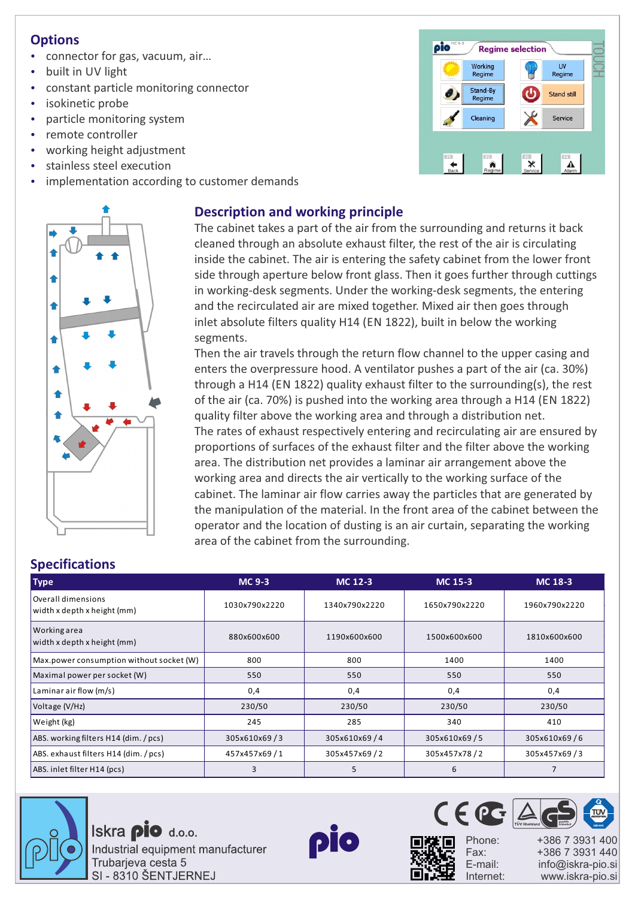## Options

- connector for gas, vacuum, air...
- built in UV light
- constant particle monitoring connector
- isokinetic probe
- particle monitoring system
- remote controller
- working height adjustment
- stainless steel execution
- implementation according to customer demands

## Description and working principle

The cabinet takes a part of the air from the surrounding and returns it back cleaned through an absolute exhaust filter, the rest of the air is circulating inside the cabinet. The air is entering the safety cabinet from the lower front side through aperture below front glass. Then it goes further through cuttings in working-desk segments. Under the working-desk segments, the entering and the recirculated air are mixed together. Mixed air then goes through inlet absolute filters quality H14 (EN 1822), built in below the working segments.

Then the air travels through the return flow channel to the upper casing and enters the overpressure hood. A ventilator pushes a part of the air (ca. 30%) through a H14 (EN 1822) quality exhaust filter to the surrounding(s), the rest of the air (ca. 70%) is pushed into the working area through a H14 (EN 1822) quality filter above the working area and through a distribution net.

The rates of exhaust respectively entering and recirculating air are ensured by proportions of surfaces of the exhaust filter and the filter above the working area. The distribution net provides a laminar air arrangement above the working area and directs the air vertically to the working surface of the cabinet. The laminar air flow carries away the particles that are generated by the manipulation of the material. In the front area of the cabinet between the operator and the location of dusting is an air curtain, separating the working area of the cabinet from the surrounding.

## Specifications

| Type | MC 9-3 | MC 12-3 | MC 15-3 | MC 18-3 |
|---|---|---|---|---|
| Overall dimensions width x depth x height (mm) | 1030x790x2220 | 1340x790x2220 | 1650x790x2220 | 1960x790x2220 |
| Working area width x depth x height (mm) | 880x600x600 | 1190x600x600 | 1500x600x600 | 1810x600x600 |
| Max.power consumption without socket (W) | 800 | 800 | 1400 | 1400 |
| Maximal power per socket (W) | 550 | 550 | 550 | 550 |
| Laminar air flow (m/s) | 0,4 | 0,4 | 0,4 | 0,4 |
| Voltage (V/Hz) | 230/50 | 230/50 | 230/50 | 230/50 |
| Weight (kg) | 245 | 285 | 340 | 410 |
| ABS. working filters H14 (dim. / pcs) | 305x610x69 / 3 | 305x610x69 / 4 | 305x610x69 / 5 | 305x610x69 / 6 |
| ABS. exhaust filters H14 (dim. / pcs) | 457x457x69 / 1 | 305x457x69 / 2 | 305x457x78 / 2 | 305x457x69 / 3 |
| ABS. inlet filter H14 (pcs) | 3 | 5 | 6 | 7 |

Iskra pio d.o.o.
Industrial equipment manufacturer
Trubarjeva cesta 5
SI - 8310 ŠENTJERNEJ

Phone: +386 7 3931 400
Fax: +386 7 3931 440
E-mail: info@iskra-pio.si
Internet: www.iskra-pio.si